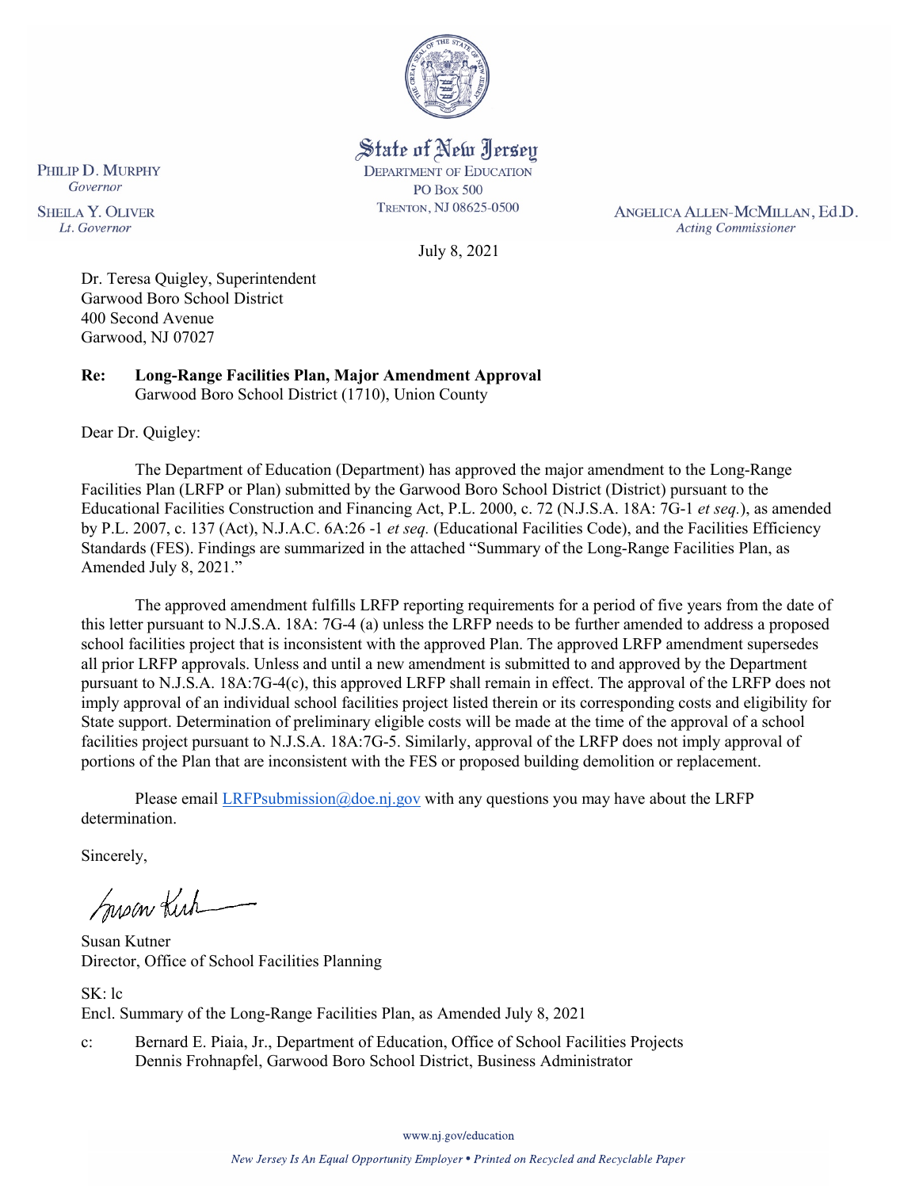State of New Jersey
DEPARTMENT OF EDUCATION
PO BOX 500
TRENTON, NJ 08625-0500

PHILIP D. MURPHY
*Governor*

SHEILA Y. OLIVER
*Lt. Governor*

ANGELICA ALLEN-MCMILLAN, Ed.D.
*Acting Commissioner*

July 8, 2021

Dr. Teresa Quigley, Superintendent
Garwood Boro School District
400 Second Avenue
Garwood, NJ 07027

**Re: Long-Range Facilities Plan, Major Amendment Approval**
Garwood Boro School District (1710), Union County

Dear Dr. Quigley:

The Department of Education (Department) has approved the major amendment to the Long-Range Facilities Plan (LRFP or Plan) submitted by the Garwood Boro School District (District) pursuant to the Educational Facilities Construction and Financing Act, P.L. 2000, c. 72 (N.J.S.A. 18A: 7G-1 *et seq.*), as amended by P.L. 2007, c. 137 (Act), N.J.A.C. 6A:26 -1 *et seq.* (Educational Facilities Code), and the Facilities Efficiency Standards (FES). Findings are summarized in the attached "Summary of the Long-Range Facilities Plan, as Amended July 8, 2021."

The approved amendment fulfills LRFP reporting requirements for a period of five years from the date of this letter pursuant to N.J.S.A. 18A: 7G-4 (a) unless the LRFP needs to be further amended to address a proposed school facilities project that is inconsistent with the approved Plan. The approved LRFP amendment supersedes all prior LRFP approvals. Unless and until a new amendment is submitted to and approved by the Department pursuant to N.J.S.A. 18A:7G-4(c), this approved LRFP shall remain in effect. The approval of the LRFP does not imply approval of an individual school facilities project listed therein or its corresponding costs and eligibility for State support. Determination of preliminary eligible costs will be made at the time of the approval of a school facilities project pursuant to N.J.S.A. 18A:7G-5. Similarly, approval of the LRFP does not imply approval of portions of the Plan that are inconsistent with the FES or proposed building demolition or replacement.

Please email LRFPsubmission@doe.nj.gov with any questions you may have about the LRFP determination.

Sincerely,

Susan Kutner
Director, Office of School Facilities Planning

SK: lc
Encl. Summary of the Long-Range Facilities Plan, as Amended July 8, 2021

c: Bernard E. Piaia, Jr., Department of Education, Office of School Facilities Projects
Dennis Frohnapfel, Garwood Boro School District, Business Administrator

www.nj.gov/education

*New Jersey Is An Equal Opportunity Employer • Printed on Recycled and Recyclable Paper*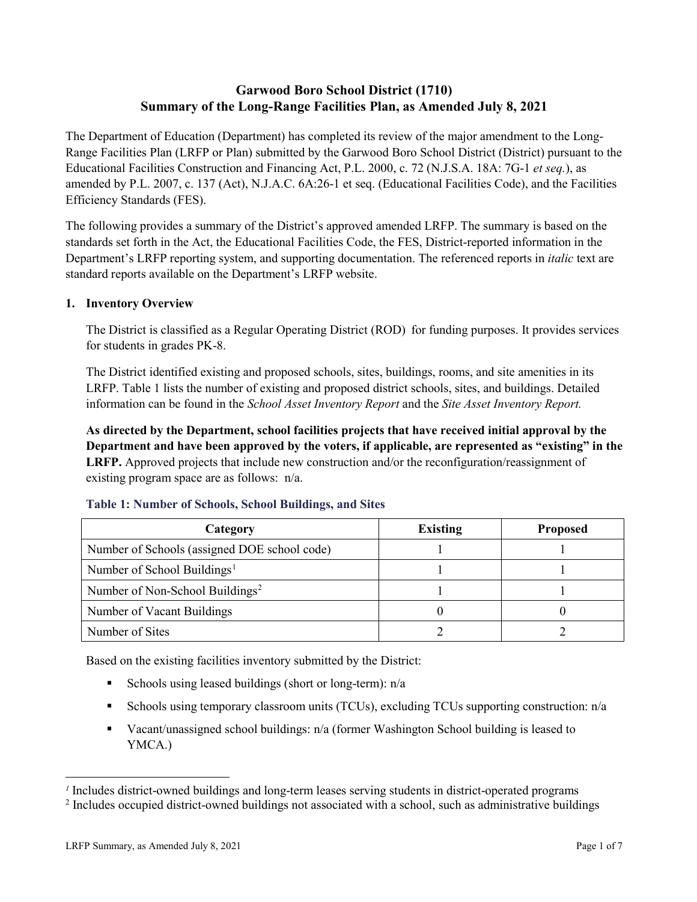# Garwood Boro School District (1710)
# Summary of the Long-Range Facilities Plan, as Amended July 8, 2021

The Department of Education (Department) has completed its review of the major amendment to the Long-Range Facilities Plan (LRFP or Plan) submitted by the Garwood Boro School District (District) pursuant to the Educational Facilities Construction and Financing Act, P.L. 2000, c. 72 (N.J.S.A. 18A: 7G-1 *et seq.*), as amended by P.L. 2007, c. 137 (Act), N.J.A.C. 6A:26-1 et seq. (Educational Facilities Code), and the Facilities Efficiency Standards (FES).

The following provides a summary of the District's approved amended LRFP. The summary is based on the standards set forth in the Act, the Educational Facilities Code, the FES, District-reported information in the Department's LRFP reporting system, and supporting documentation. The referenced reports in *italic* text are standard reports available on the Department's LRFP website.

## 1. Inventory Overview

The District is classified as a Regular Operating District (ROD) for funding purposes. It provides services for students in grades PK-8.

The District identified existing and proposed schools, sites, buildings, rooms, and site amenities in its LRFP. Table 1 lists the number of existing and proposed district schools, sites, and buildings. Detailed information can be found in the *School Asset Inventory Report* and the *Site Asset Inventory Report.*

**As directed by the Department, school facilities projects that have received initial approval by the Department and have been approved by the voters, if applicable, are represented as "existing" in the LRFP.** Approved projects that include new construction and/or the reconfiguration/reassignment of existing program space are as follows: n/a.

### Table 1: Number of Schools, School Buildings, and Sites

| Category | Existing | Proposed |
|---|---|---|
| Number of Schools (assigned DOE school code) | 1 | 1 |
| Number of School Buildings[1] | 1 | 1 |
| Number of Non-School Buildings[2] | 1 | 1 |
| Number of Vacant Buildings | 0 | 0 |
| Number of Sites | 2 | 2 |

Based on the existing facilities inventory submitted by the District:

- Schools using leased buildings (short or long-term): n/a
- Schools using temporary classroom units (TCUs), excluding TCUs supporting construction: n/a
- Vacant/unassigned school buildings: n/a (former Washington School building is leased to YMCA.)

[1] Includes district-owned buildings and long-term leases serving students in district-operated programs

[2] Includes occupied district-owned buildings not associated with a school, such as administrative buildings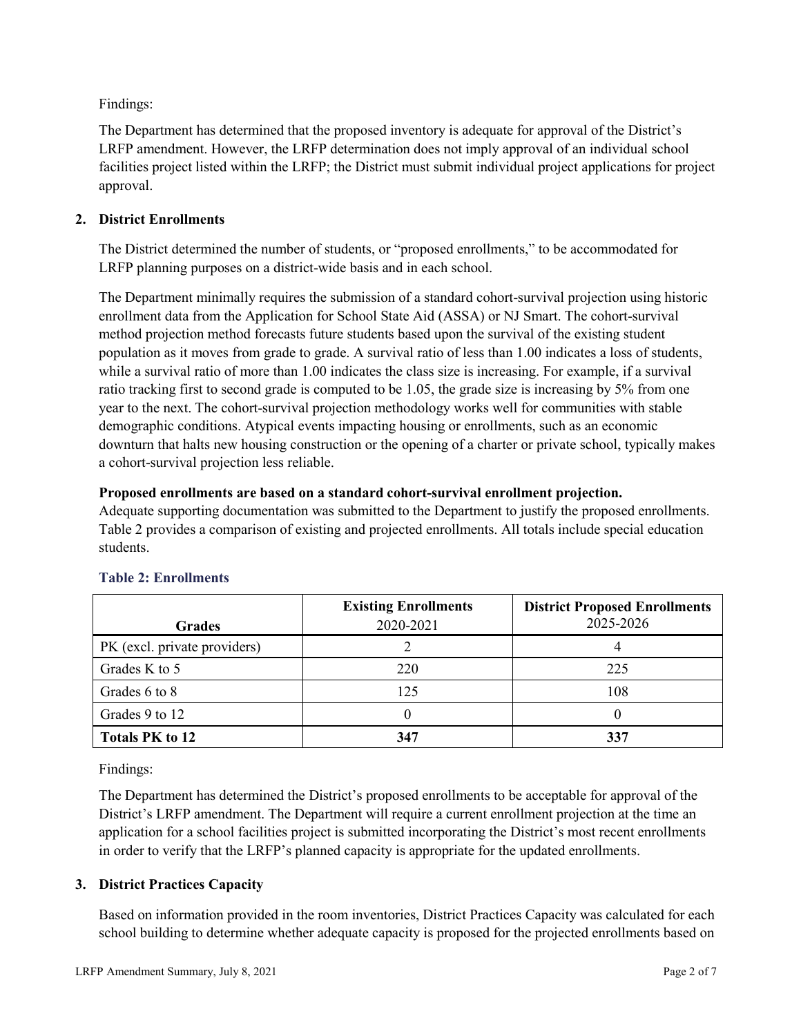Findings:

The Department has determined that the proposed inventory is adequate for approval of the District's LRFP amendment. However, the LRFP determination does not imply approval of an individual school facilities project listed within the LRFP; the District must submit individual project applications for project approval.

## 2. District Enrollments

The District determined the number of students, or "proposed enrollments," to be accommodated for LRFP planning purposes on a district-wide basis and in each school.

The Department minimally requires the submission of a standard cohort-survival projection using historic enrollment data from the Application for School State Aid (ASSA) or NJ Smart. The cohort-survival method projection method forecasts future students based upon the survival of the existing student population as it moves from grade to grade. A survival ratio of less than 1.00 indicates a loss of students, while a survival ratio of more than 1.00 indicates the class size is increasing. For example, if a survival ratio tracking first to second grade is computed to be 1.05, the grade size is increasing by 5% from one year to the next. The cohort-survival projection methodology works well for communities with stable demographic conditions. Atypical events impacting housing or enrollments, such as an economic downturn that halts new housing construction or the opening of a charter or private school, typically makes a cohort-survival projection less reliable.

**Proposed enrollments are based on a standard cohort-survival enrollment projection.**
Adequate supporting documentation was submitted to the Department to justify the proposed enrollments. Table 2 provides a comparison of existing and projected enrollments. All totals include special education students.

### Table 2: Enrollments

| Grades | Existing Enrollments 2020-2021 | District Proposed Enrollments 2025-2026 |
|---|---|---|
| PK (excl. private providers) | 2 | 4 |
| Grades K to 5 | 220 | 225 |
| Grades 6 to 8 | 125 | 108 |
| Grades 9 to 12 | 0 | 0 |
| **Totals PK to 12** | **347** | **337** |

Findings:

The Department has determined the District's proposed enrollments to be acceptable for approval of the District's LRFP amendment. The Department will require a current enrollment projection at the time an application for a school facilities project is submitted incorporating the District's most recent enrollments in order to verify that the LRFP's planned capacity is appropriate for the updated enrollments.

## 3. District Practices Capacity

Based on information provided in the room inventories, District Practices Capacity was calculated for each school building to determine whether adequate capacity is proposed for the projected enrollments based on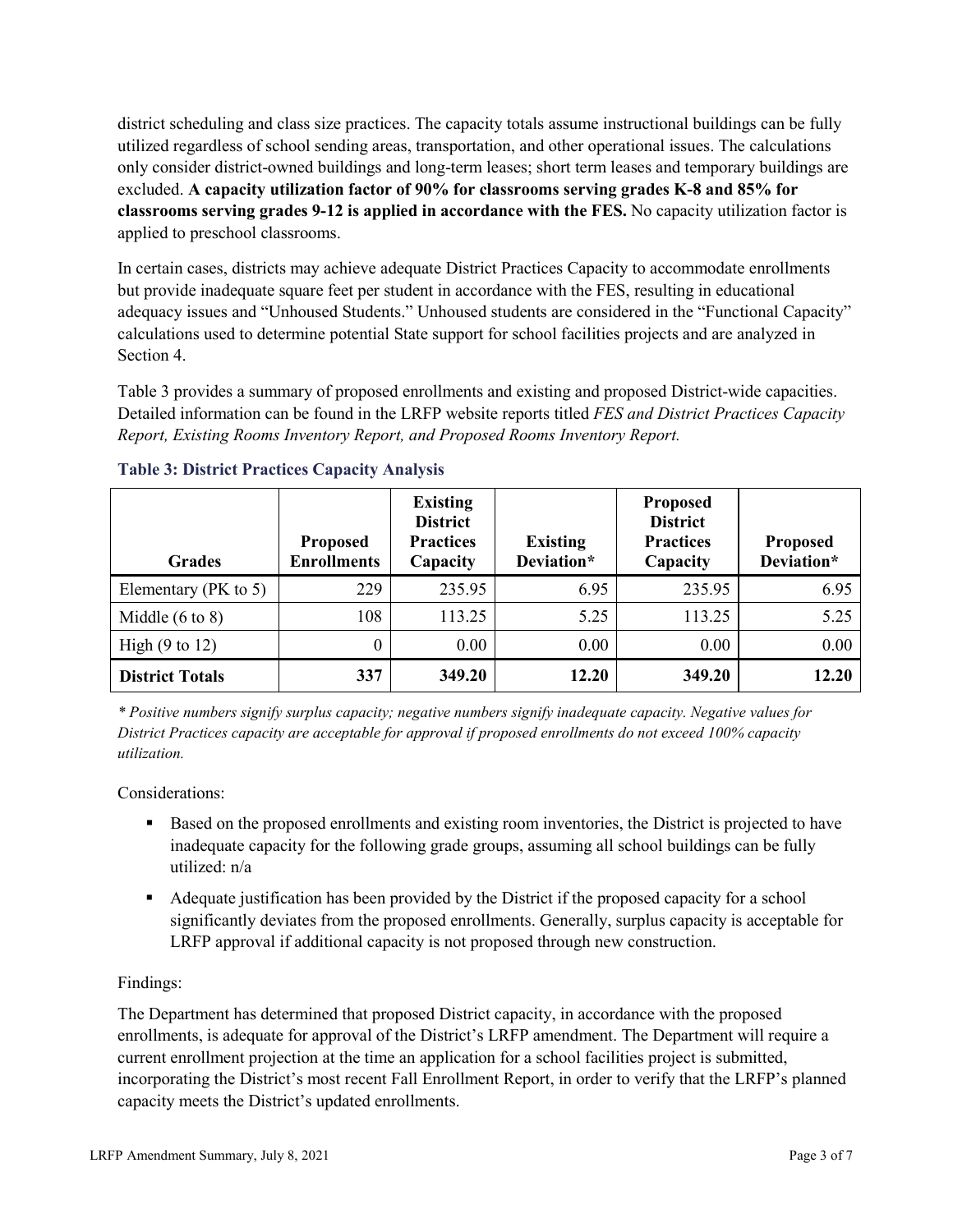district scheduling and class size practices. The capacity totals assume instructional buildings can be fully utilized regardless of school sending areas, transportation, and other operational issues. The calculations only consider district-owned buildings and long-term leases; short term leases and temporary buildings are excluded. **A capacity utilization factor of 90% for classrooms serving grades K-8 and 85% for classrooms serving grades 9-12 is applied in accordance with the FES.** No capacity utilization factor is applied to preschool classrooms.

In certain cases, districts may achieve adequate District Practices Capacity to accommodate enrollments but provide inadequate square feet per student in accordance with the FES, resulting in educational adequacy issues and "Unhoused Students." Unhoused students are considered in the "Functional Capacity" calculations used to determine potential State support for school facilities projects and are analyzed in Section 4.

Table 3 provides a summary of proposed enrollments and existing and proposed District-wide capacities. Detailed information can be found in the LRFP website reports titled *FES and District Practices Capacity Report, Existing Rooms Inventory Report, and Proposed Rooms Inventory Report.*

### Table 3: District Practices Capacity Analysis

| Grades | Proposed Enrollments | Existing District Practices Capacity | Existing Deviation* | Proposed District Practices Capacity | Proposed Deviation* |
|---|---|---|---|---|---|
| Elementary (PK to 5) | 229 | 235.95 | 6.95 | 235.95 | 6.95 |
| Middle (6 to 8) | 108 | 113.25 | 5.25 | 113.25 | 5.25 |
| High (9 to 12) | 0 | 0.00 | 0.00 | 0.00 | 0.00 |
| **District Totals** | **337** | **349.20** | **12.20** | **349.20** | **12.20** |

*\* Positive numbers signify surplus capacity; negative numbers signify inadequate capacity. Negative values for District Practices capacity are acceptable for approval if proposed enrollments do not exceed 100% capacity utilization.*

Considerations:

- Based on the proposed enrollments and existing room inventories, the District is projected to have inadequate capacity for the following grade groups, assuming all school buildings can be fully utilized: n/a
- Adequate justification has been provided by the District if the proposed capacity for a school significantly deviates from the proposed enrollments. Generally, surplus capacity is acceptable for LRFP approval if additional capacity is not proposed through new construction.

Findings:

The Department has determined that proposed District capacity, in accordance with the proposed enrollments, is adequate for approval of the District's LRFP amendment. The Department will require a current enrollment projection at the time an application for a school facilities project is submitted, incorporating the District's most recent Fall Enrollment Report, in order to verify that the LRFP's planned capacity meets the District's updated enrollments.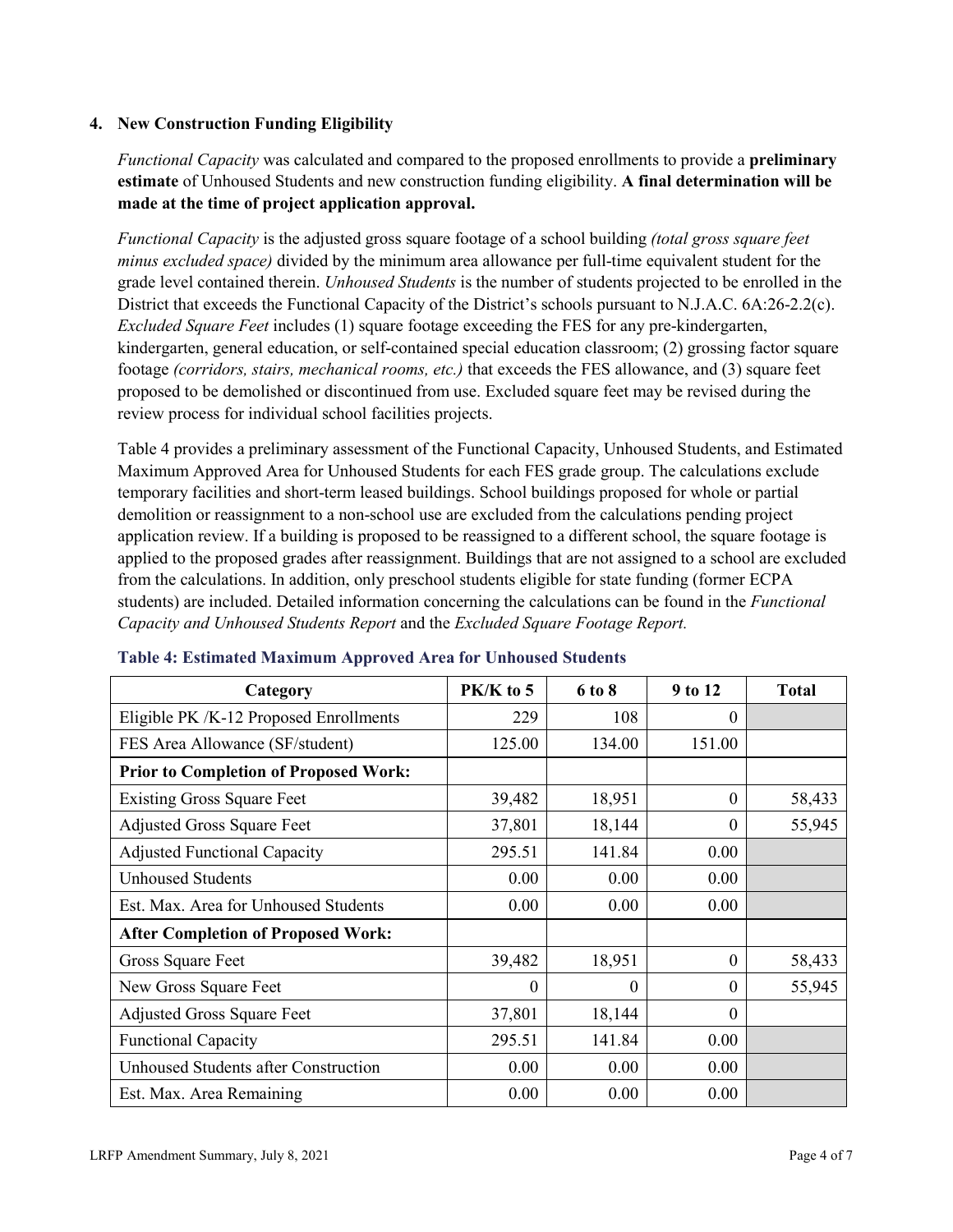### 4. New Construction Funding Eligibility

*Functional Capacity* was calculated and compared to the proposed enrollments to provide a **preliminary estimate** of Unhoused Students and new construction funding eligibility. **A final determination will be made at the time of project application approval.**

*Functional Capacity* is the adjusted gross square footage of a school building *(total gross square feet minus excluded space)* divided by the minimum area allowance per full-time equivalent student for the grade level contained therein. *Unhoused Students* is the number of students projected to be enrolled in the District that exceeds the Functional Capacity of the District's schools pursuant to N.J.A.C. 6A:26-2.2(c). *Excluded Square Feet* includes (1) square footage exceeding the FES for any pre-kindergarten, kindergarten, general education, or self-contained special education classroom; (2) grossing factor square footage *(corridors, stairs, mechanical rooms, etc.)* that exceeds the FES allowance, and (3) square feet proposed to be demolished or discontinued from use. Excluded square feet may be revised during the review process for individual school facilities projects.

Table 4 provides a preliminary assessment of the Functional Capacity, Unhoused Students, and Estimated Maximum Approved Area for Unhoused Students for each FES grade group. The calculations exclude temporary facilities and short-term leased buildings. School buildings proposed for whole or partial demolition or reassignment to a non-school use are excluded from the calculations pending project application review. If a building is proposed to be reassigned to a different school, the square footage is applied to the proposed grades after reassignment. Buildings that are not assigned to a school are excluded from the calculations. In addition, only preschool students eligible for state funding (former ECPA students) are included. Detailed information concerning the calculations can be found in the *Functional Capacity and Unhoused Students Report* and the *Excluded Square Footage Report.*

**Table 4: Estimated Maximum Approved Area for Unhoused Students**

| Category | PK/K to 5 | 6 to 8 | 9 to 12 | Total |
|---|---|---|---|---|
| Eligible PK /K-12 Proposed Enrollments | 229 | 108 | 0 | |
| FES Area Allowance (SF/student) | 125.00 | 134.00 | 151.00 | |
| **Prior to Completion of Proposed Work:** | | | | |
| Existing Gross Square Feet | 39,482 | 18,951 | 0 | 58,433 |
| Adjusted Gross Square Feet | 37,801 | 18,144 | 0 | 55,945 |
| Adjusted Functional Capacity | 295.51 | 141.84 | 0.00 | |
| Unhoused Students | 0.00 | 0.00 | 0.00 | |
| Est. Max. Area for Unhoused Students | 0.00 | 0.00 | 0.00 | |
| **After Completion of Proposed Work:** | | | | |
| Gross Square Feet | 39,482 | 18,951 | 0 | 58,433 |
| New Gross Square Feet | 0 | 0 | 0 | 55,945 |
| Adjusted Gross Square Feet | 37,801 | 18,144 | 0 | |
| Functional Capacity | 295.51 | 141.84 | 0.00 | |
| Unhoused Students after Construction | 0.00 | 0.00 | 0.00 | |
| Est. Max. Area Remaining | 0.00 | 0.00 | 0.00 | |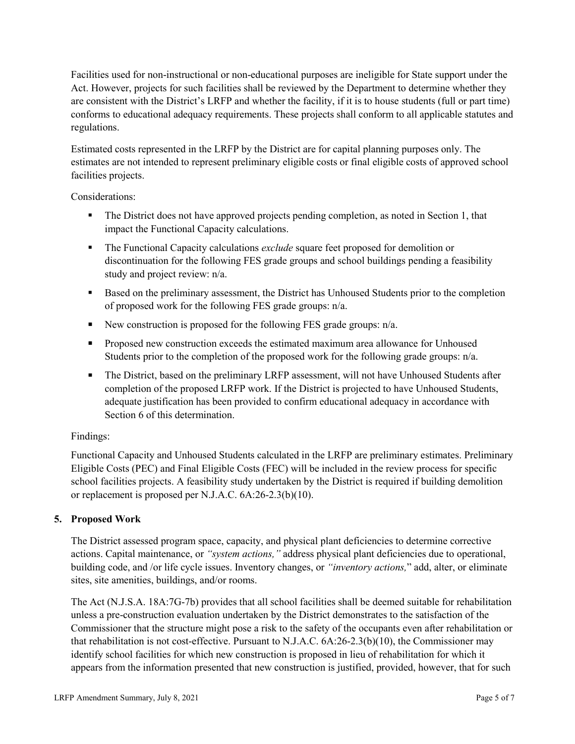Facilities used for non-instructional or non-educational purposes are ineligible for State support under the Act. However, projects for such facilities shall be reviewed by the Department to determine whether they are consistent with the District's LRFP and whether the facility, if it is to house students (full or part time) conforms to educational adequacy requirements. These projects shall conform to all applicable statutes and regulations.

Estimated costs represented in the LRFP by the District are for capital planning purposes only. The estimates are not intended to represent preliminary eligible costs or final eligible costs of approved school facilities projects.

Considerations:

- The District does not have approved projects pending completion, as noted in Section 1, that impact the Functional Capacity calculations.
- The Functional Capacity calculations *exclude* square feet proposed for demolition or discontinuation for the following FES grade groups and school buildings pending a feasibility study and project review: n/a.
- Based on the preliminary assessment, the District has Unhoused Students prior to the completion of proposed work for the following FES grade groups: n/a.
- New construction is proposed for the following FES grade groups: n/a.
- Proposed new construction exceeds the estimated maximum area allowance for Unhoused Students prior to the completion of the proposed work for the following grade groups: n/a.
- The District, based on the preliminary LRFP assessment, will not have Unhoused Students after completion of the proposed LRFP work. If the District is projected to have Unhoused Students, adequate justification has been provided to confirm educational adequacy in accordance with Section 6 of this determination.

Findings:

Functional Capacity and Unhoused Students calculated in the LRFP are preliminary estimates. Preliminary Eligible Costs (PEC) and Final Eligible Costs (FEC) will be included in the review process for specific school facilities projects. A feasibility study undertaken by the District is required if building demolition or replacement is proposed per N.J.A.C. 6A:26-2.3(b)(10).

## 5. Proposed Work

The District assessed program space, capacity, and physical plant deficiencies to determine corrective actions. Capital maintenance, or *"system actions,"* address physical plant deficiencies due to operational, building code, and /or life cycle issues. Inventory changes, or *"inventory actions,"* add, alter, or eliminate sites, site amenities, buildings, and/or rooms.

The Act (N.J.S.A. 18A:7G-7b) provides that all school facilities shall be deemed suitable for rehabilitation unless a pre-construction evaluation undertaken by the District demonstrates to the satisfaction of the Commissioner that the structure might pose a risk to the safety of the occupants even after rehabilitation or that rehabilitation is not cost-effective. Pursuant to N.J.A.C. 6A:26-2.3(b)(10), the Commissioner may identify school facilities for which new construction is proposed in lieu of rehabilitation for which it appears from the information presented that new construction is justified, provided, however, that for such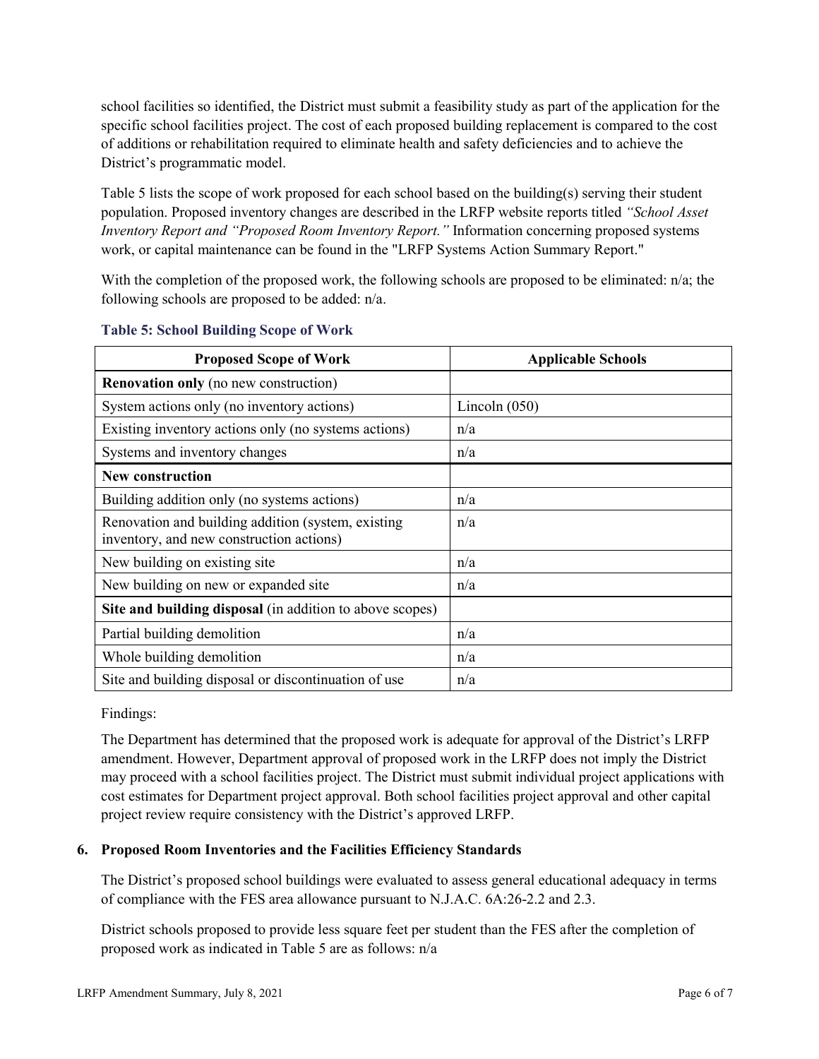school facilities so identified, the District must submit a feasibility study as part of the application for the specific school facilities project. The cost of each proposed building replacement is compared to the cost of additions or rehabilitation required to eliminate health and safety deficiencies and to achieve the District's programmatic model.

Table 5 lists the scope of work proposed for each school based on the building(s) serving their student population. Proposed inventory changes are described in the LRFP website reports titled *"School Asset Inventory Report and "Proposed Room Inventory Report."* Information concerning proposed systems work, or capital maintenance can be found in the "LRFP Systems Action Summary Report."

With the completion of the proposed work, the following schools are proposed to be eliminated: n/a; the following schools are proposed to be added: n/a.

### Table 5: School Building Scope of Work

| Proposed Scope of Work | Applicable Schools |
| --- | --- |
| **Renovation only** (no new construction) | |
| System actions only (no inventory actions) | Lincoln (050) |
| Existing inventory actions only (no systems actions) | n/a |
| Systems and inventory changes | n/a |
| **New construction** | |
| Building addition only (no systems actions) | n/a |
| Renovation and building addition (system, existing inventory, and new construction actions) | n/a |
| New building on existing site | n/a |
| New building on new or expanded site | n/a |
| **Site and building disposal** (in addition to above scopes) | |
| Partial building demolition | n/a |
| Whole building demolition | n/a |
| Site and building disposal or discontinuation of use | n/a |

Findings:

The Department has determined that the proposed work is adequate for approval of the District's LRFP amendment. However, Department approval of proposed work in the LRFP does not imply the District may proceed with a school facilities project. The District must submit individual project applications with cost estimates for Department project approval. Both school facilities project approval and other capital project review require consistency with the District's approved LRFP.

## 6. Proposed Room Inventories and the Facilities Efficiency Standards

The District's proposed school buildings were evaluated to assess general educational adequacy in terms of compliance with the FES area allowance pursuant to N.J.A.C. 6A:26-2.2 and 2.3.

District schools proposed to provide less square feet per student than the FES after the completion of proposed work as indicated in Table 5 are as follows: n/a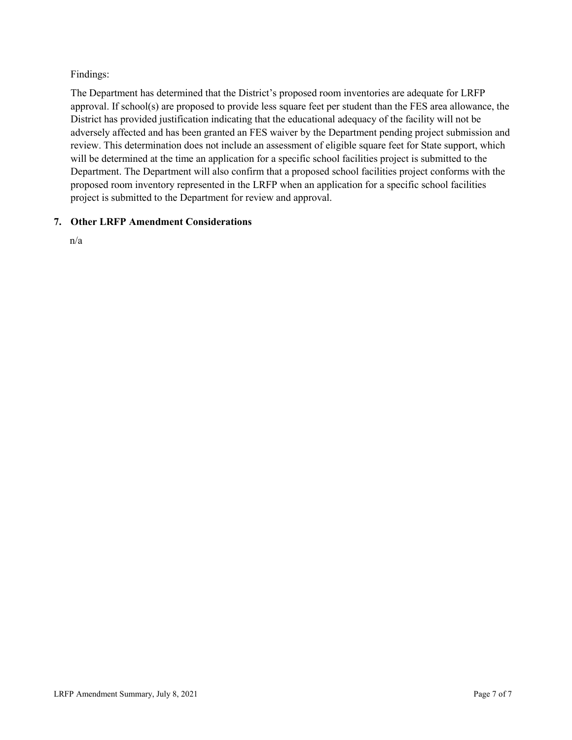Findings:

The Department has determined that the District's proposed room inventories are adequate for LRFP approval. If school(s) are proposed to provide less square feet per student than the FES area allowance, the District has provided justification indicating that the educational adequacy of the facility will not be adversely affected and has been granted an FES waiver by the Department pending project submission and review. This determination does not include an assessment of eligible square feet for State support, which will be determined at the time an application for a specific school facilities project is submitted to the Department. The Department will also confirm that a proposed school facilities project conforms with the proposed room inventory represented in the LRFP when an application for a specific school facilities project is submitted to the Department for review and approval.

## 7. Other LRFP Amendment Considerations

n/a